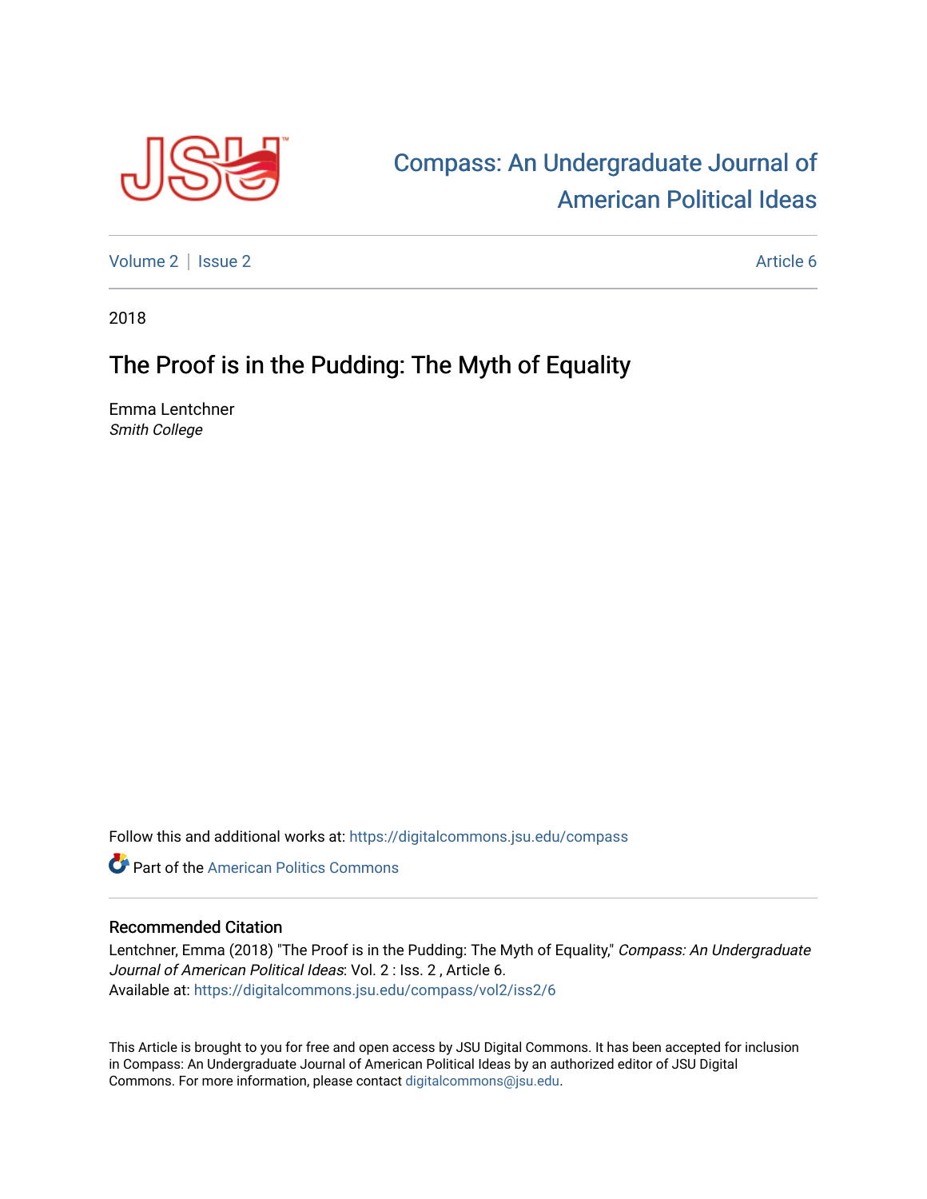Compass: An Undergraduate Journal of American Political Ideas

Volume 2 | Issue 2 | Article 6

2018

# The Proof is in the Pudding: The Myth of Equality

Emma Lentchner
*Smith College*

Follow this and additional works at: https://digitalcommons.jsu.edu/compass

Part of the American Politics Commons

## Recommended Citation

Lentchner, Emma (2018) "The Proof is in the Pudding: The Myth of Equality," *Compass: An Undergraduate Journal of American Political Ideas*: Vol. 2 : Iss. 2 , Article 6.
Available at: https://digitalcommons.jsu.edu/compass/vol2/iss2/6

This Article is brought to you for free and open access by JSU Digital Commons. It has been accepted for inclusion in Compass: An Undergraduate Journal of American Political Ideas by an authorized editor of JSU Digital Commons. For more information, please contact digitalcommons@jsu.edu.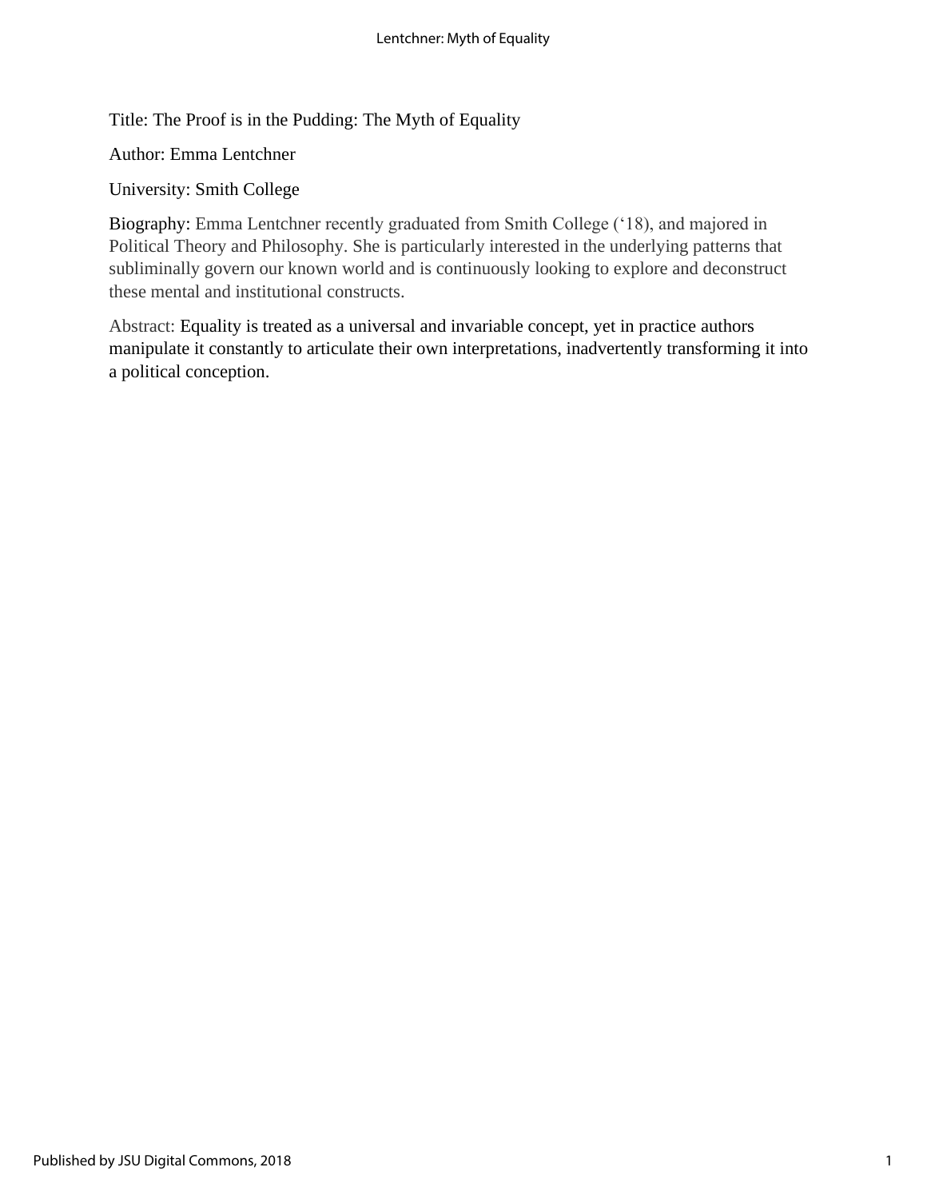Title: The Proof is in the Pudding: The Myth of Equality

Author: Emma Lentchner

University: Smith College

Biography: Emma Lentchner recently graduated from Smith College ('18), and majored in Political Theory and Philosophy. She is particularly interested in the underlying patterns that subliminally govern our known world and is continuously looking to explore and deconstruct these mental and institutional constructs.

Abstract: Equality is treated as a universal and invariable concept, yet in practice authors manipulate it constantly to articulate their own interpretations, inadvertently transforming it into a political conception.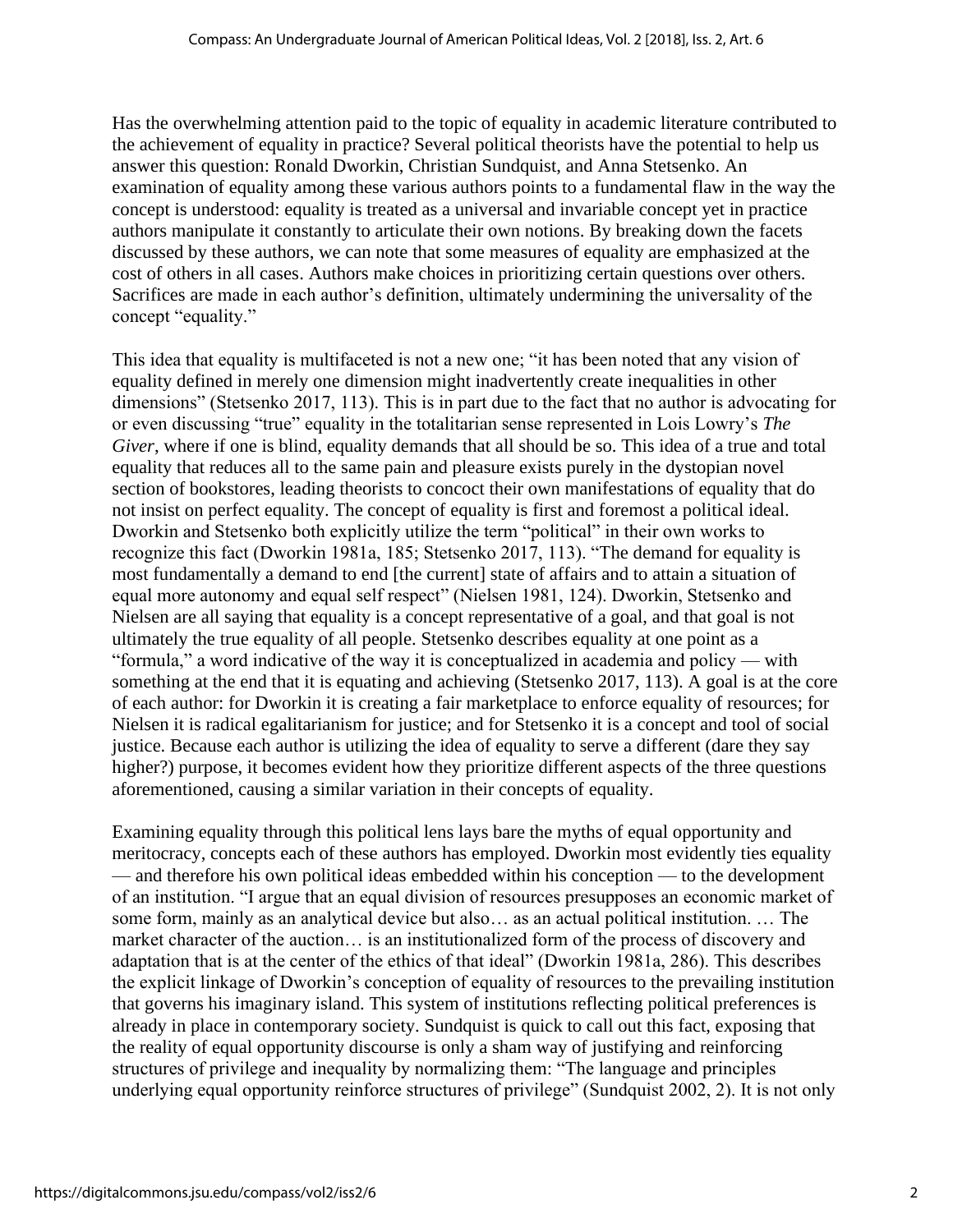Has the overwhelming attention paid to the topic of equality in academic literature contributed to the achievement of equality in practice? Several political theorists have the potential to help us answer this question: Ronald Dworkin, Christian Sundquist, and Anna Stetsenko. An examination of equality among these various authors points to a fundamental flaw in the way the concept is understood: equality is treated as a universal and invariable concept yet in practice authors manipulate it constantly to articulate their own notions. By breaking down the facets discussed by these authors, we can note that some measures of equality are emphasized at the cost of others in all cases. Authors make choices in prioritizing certain questions over others. Sacrifices are made in each author's definition, ultimately undermining the universality of the concept "equality."

This idea that equality is multifaceted is not a new one; "it has been noted that any vision of equality defined in merely one dimension might inadvertently create inequalities in other dimensions" (Stetsenko 2017, 113). This is in part due to the fact that no author is advocating for or even discussing "true" equality in the totalitarian sense represented in Lois Lowry's *The Giver*, where if one is blind, equality demands that all should be so. This idea of a true and total equality that reduces all to the same pain and pleasure exists purely in the dystopian novel section of bookstores, leading theorists to concoct their own manifestations of equality that do not insist on perfect equality. The concept of equality is first and foremost a political ideal. Dworkin and Stetsenko both explicitly utilize the term "political" in their own works to recognize this fact (Dworkin 1981a, 185; Stetsenko 2017, 113). "The demand for equality is most fundamentally a demand to end [the current] state of affairs and to attain a situation of equal more autonomy and equal self respect" (Nielsen 1981, 124). Dworkin, Stetsenko and Nielsen are all saying that equality is a concept representative of a goal, and that goal is not ultimately the true equality of all people. Stetsenko describes equality at one point as a "formula," a word indicative of the way it is conceptualized in academia and policy — with something at the end that it is equating and achieving (Stetsenko 2017, 113). A goal is at the core of each author: for Dworkin it is creating a fair marketplace to enforce equality of resources; for Nielsen it is radical egalitarianism for justice; and for Stetsenko it is a concept and tool of social justice. Because each author is utilizing the idea of equality to serve a different (dare they say higher?) purpose, it becomes evident how they prioritize different aspects of the three questions aforementioned, causing a similar variation in their concepts of equality.

Examining equality through this political lens lays bare the myths of equal opportunity and meritocracy, concepts each of these authors has employed. Dworkin most evidently ties equality — and therefore his own political ideas embedded within his conception — to the development of an institution. "I argue that an equal division of resources presupposes an economic market of some form, mainly as an analytical device but also… as an actual political institution. … The market character of the auction… is an institutionalized form of the process of discovery and adaptation that is at the center of the ethics of that ideal" (Dworkin 1981a, 286). This describes the explicit linkage of Dworkin's conception of equality of resources to the prevailing institution that governs his imaginary island. This system of institutions reflecting political preferences is already in place in contemporary society. Sundquist is quick to call out this fact, exposing that the reality of equal opportunity discourse is only a sham way of justifying and reinforcing structures of privilege and inequality by normalizing them: "The language and principles underlying equal opportunity reinforce structures of privilege" (Sundquist 2002, 2). It is not only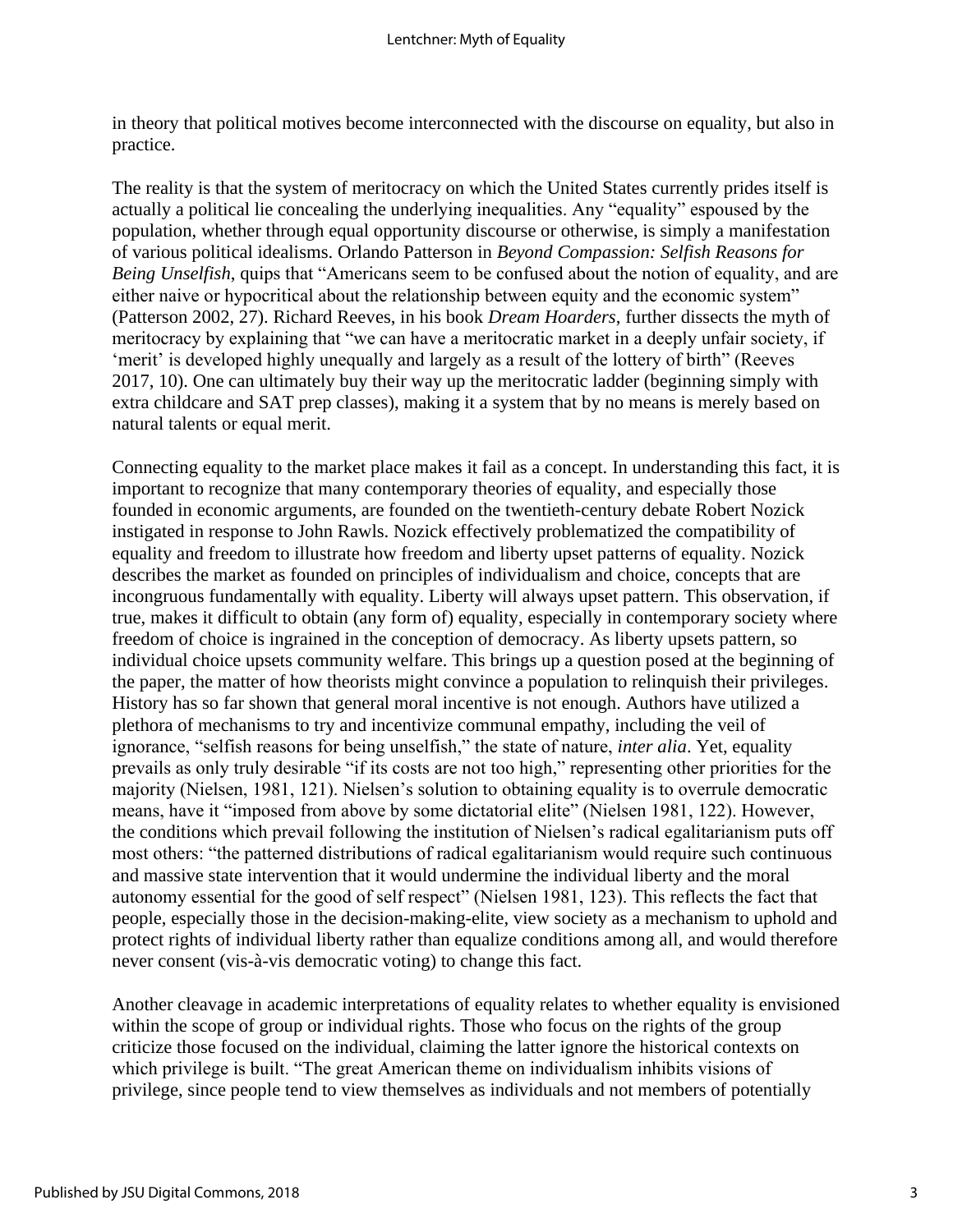in theory that political motives become interconnected with the discourse on equality, but also in practice.

The reality is that the system of meritocracy on which the United States currently prides itself is actually a political lie concealing the underlying inequalities. Any "equality" espoused by the population, whether through equal opportunity discourse or otherwise, is simply a manifestation of various political idealisms. Orlando Patterson in *Beyond Compassion: Selfish Reasons for Being Unselfish*, quips that "Americans seem to be confused about the notion of equality, and are either naive or hypocritical about the relationship between equity and the economic system" (Patterson 2002, 27). Richard Reeves, in his book *Dream Hoarders*, further dissects the myth of meritocracy by explaining that "we can have a meritocratic market in a deeply unfair society, if 'merit' is developed highly unequally and largely as a result of the lottery of birth" (Reeves 2017, 10). One can ultimately buy their way up the meritocratic ladder (beginning simply with extra childcare and SAT prep classes), making it a system that by no means is merely based on natural talents or equal merit.

Connecting equality to the market place makes it fail as a concept. In understanding this fact, it is important to recognize that many contemporary theories of equality, and especially those founded in economic arguments, are founded on the twentieth-century debate Robert Nozick instigated in response to John Rawls. Nozick effectively problematized the compatibility of equality and freedom to illustrate how freedom and liberty upset patterns of equality. Nozick describes the market as founded on principles of individualism and choice, concepts that are incongruous fundamentally with equality. Liberty will always upset pattern. This observation, if true, makes it difficult to obtain (any form of) equality, especially in contemporary society where freedom of choice is ingrained in the conception of democracy. As liberty upsets pattern, so individual choice upsets community welfare. This brings up a question posed at the beginning of the paper, the matter of how theorists might convince a population to relinquish their privileges. History has so far shown that general moral incentive is not enough. Authors have utilized a plethora of mechanisms to try and incentivize communal empathy, including the veil of ignorance, "selfish reasons for being unselfish," the state of nature, *inter alia*. Yet, equality prevails as only truly desirable "if its costs are not too high," representing other priorities for the majority (Nielsen, 1981, 121). Nielsen's solution to obtaining equality is to overrule democratic means, have it "imposed from above by some dictatorial elite" (Nielsen 1981, 122). However, the conditions which prevail following the institution of Nielsen's radical egalitarianism puts off most others: "the patterned distributions of radical egalitarianism would require such continuous and massive state intervention that it would undermine the individual liberty and the moral autonomy essential for the good of self respect" (Nielsen 1981, 123). This reflects the fact that people, especially those in the decision-making-elite, view society as a mechanism to uphold and protect rights of individual liberty rather than equalize conditions among all, and would therefore never consent (vis-à-vis democratic voting) to change this fact.

Another cleavage in academic interpretations of equality relates to whether equality is envisioned within the scope of group or individual rights. Those who focus on the rights of the group criticize those focused on the individual, claiming the latter ignore the historical contexts on which privilege is built. "The great American theme on individualism inhibits visions of privilege, since people tend to view themselves as individuals and not members of potentially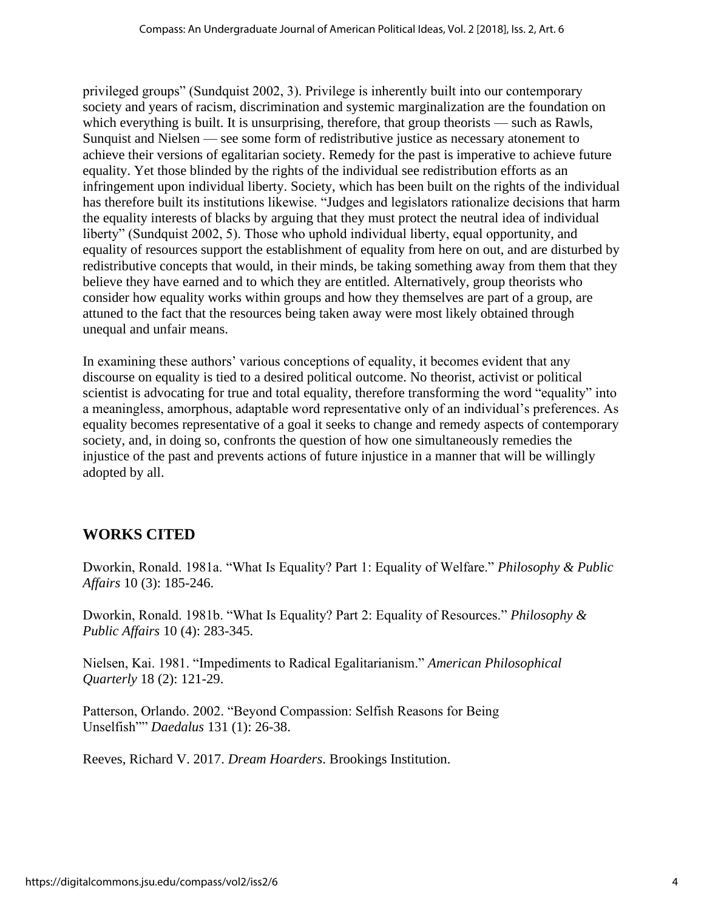privileged groups" (Sundquist 2002, 3). Privilege is inherently built into our contemporary society and years of racism, discrimination and systemic marginalization are the foundation on which everything is built. It is unsurprising, therefore, that group theorists — such as Rawls, Sunquist and Nielsen — see some form of redistributive justice as necessary atonement to achieve their versions of egalitarian society. Remedy for the past is imperative to achieve future equality. Yet those blinded by the rights of the individual see redistribution efforts as an infringement upon individual liberty. Society, which has been built on the rights of the individual has therefore built its institutions likewise. "Judges and legislators rationalize decisions that harm the equality interests of blacks by arguing that they must protect the neutral idea of individual liberty" (Sundquist 2002, 5). Those who uphold individual liberty, equal opportunity, and equality of resources support the establishment of equality from here on out, and are disturbed by redistributive concepts that would, in their minds, be taking something away from them that they believe they have earned and to which they are entitled. Alternatively, group theorists who consider how equality works within groups and how they themselves are part of a group, are attuned to the fact that the resources being taken away were most likely obtained through unequal and unfair means.

In examining these authors' various conceptions of equality, it becomes evident that any discourse on equality is tied to a desired political outcome. No theorist, activist or political scientist is advocating for true and total equality, therefore transforming the word "equality" into a meaningless, amorphous, adaptable word representative only of an individual's preferences. As equality becomes representative of a goal it seeks to change and remedy aspects of contemporary society, and, in doing so, confronts the question of how one simultaneously remedies the injustice of the past and prevents actions of future injustice in a manner that will be willingly adopted by all.

## WORKS CITED

Dworkin, Ronald. 1981a. "What Is Equality? Part 1: Equality of Welfare." *Philosophy & Public Affairs* 10 (3): 185-246.

Dworkin, Ronald. 1981b. "What Is Equality? Part 2: Equality of Resources." *Philosophy & Public Affairs* 10 (4): 283-345.

Nielsen, Kai. 1981. "Impediments to Radical Egalitarianism." *American Philosophical Quarterly* 18 (2): 121-29.

Patterson, Orlando. 2002. "Beyond Compassion: Selfish Reasons for Being Unselfish"" *Daedalus* 131 (1): 26-38.

Reeves, Richard V. 2017. *Dream Hoarders.* Brookings Institution.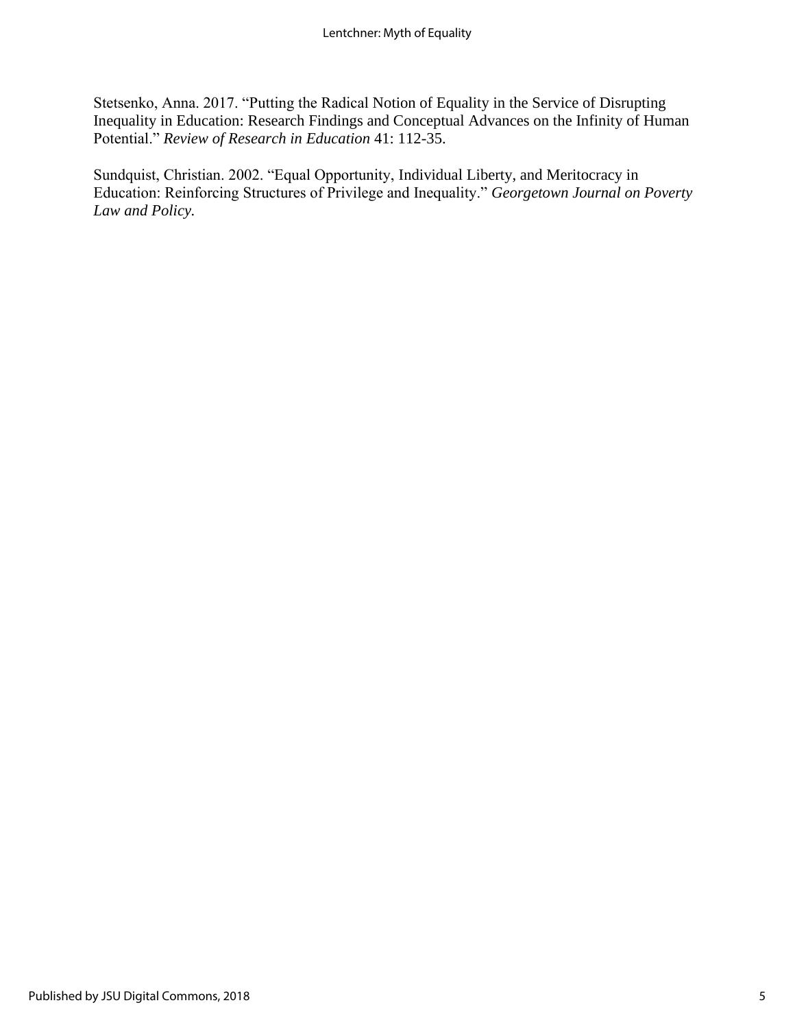Stetsenko, Anna. 2017. "Putting the Radical Notion of Equality in the Service of Disrupting Inequality in Education: Research Findings and Conceptual Advances on the Infinity of Human Potential." *Review of Research in Education* 41: 112-35.

Sundquist, Christian. 2002. "Equal Opportunity, Individual Liberty, and Meritocracy in Education: Reinforcing Structures of Privilege and Inequality." *Georgetown Journal on Poverty Law and Policy.*